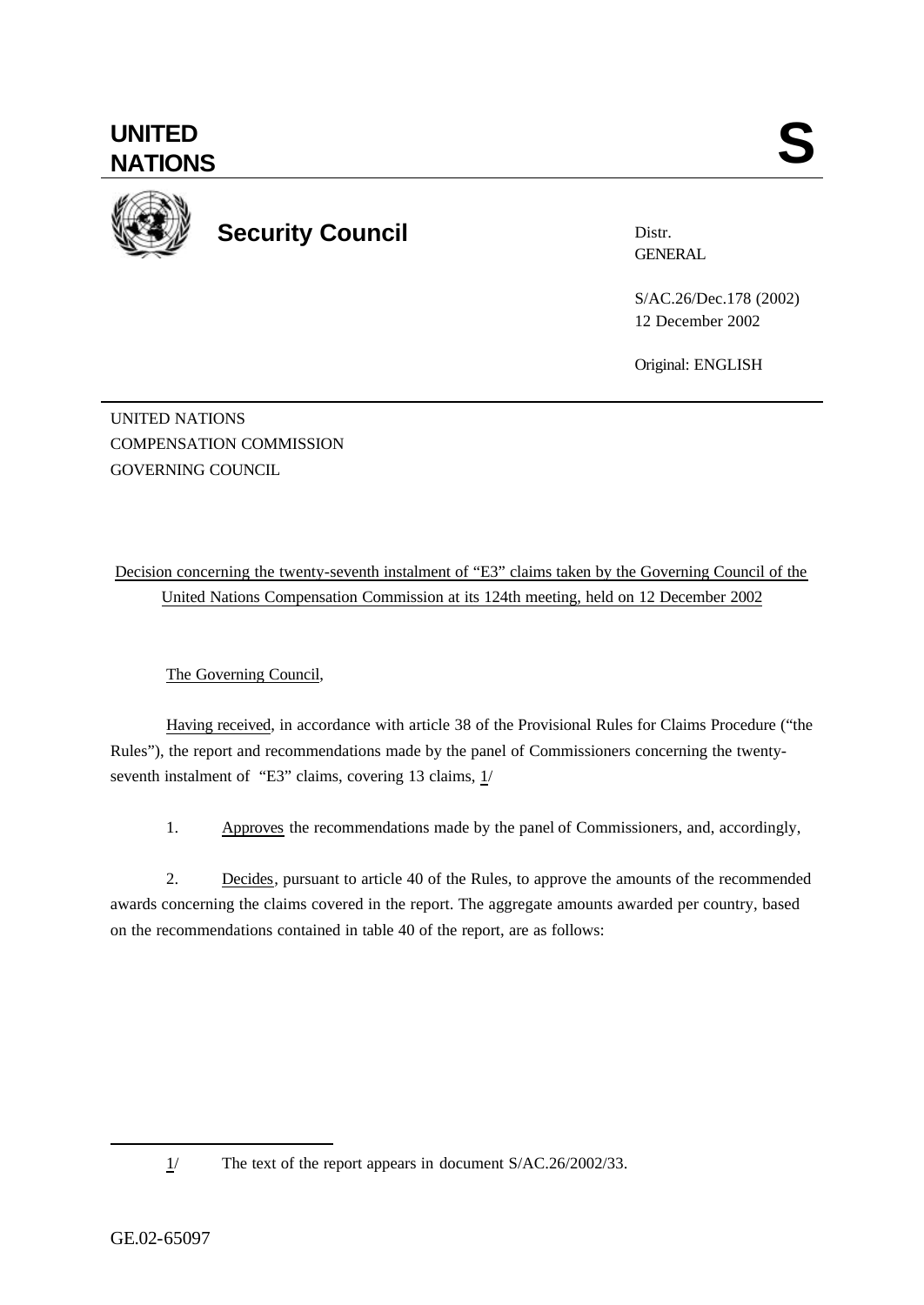**UNITED NATIONS** **S**

**Security Council**

Distr.
GENERAL

S/AC.26/Dec.178 (2002)
12 December 2002

Original: ENGLISH

UNITED NATIONS
COMPENSATION COMMISSION
GOVERNING COUNCIL

Decision concerning the twenty-seventh instalment of "E3" claims taken by the Governing Council of the United Nations Compensation Commission at its 124th meeting, held on 12 December 2002

The Governing Council,

Having received, in accordance with article 38 of the Provisional Rules for Claims Procedure ("the Rules"), the report and recommendations made by the panel of Commissioners concerning the twenty-seventh instalment of "E3" claims, covering 13 claims, 1/

1. Approves the recommendations made by the panel of Commissioners, and, accordingly,

2. Decides, pursuant to article 40 of the Rules, to approve the amounts of the recommended awards concerning the claims covered in the report. The aggregate amounts awarded per country, based on the recommendations contained in table 40 of the report, are as follows:

1/ The text of the report appears in document S/AC.26/2002/33.

GE.02-65097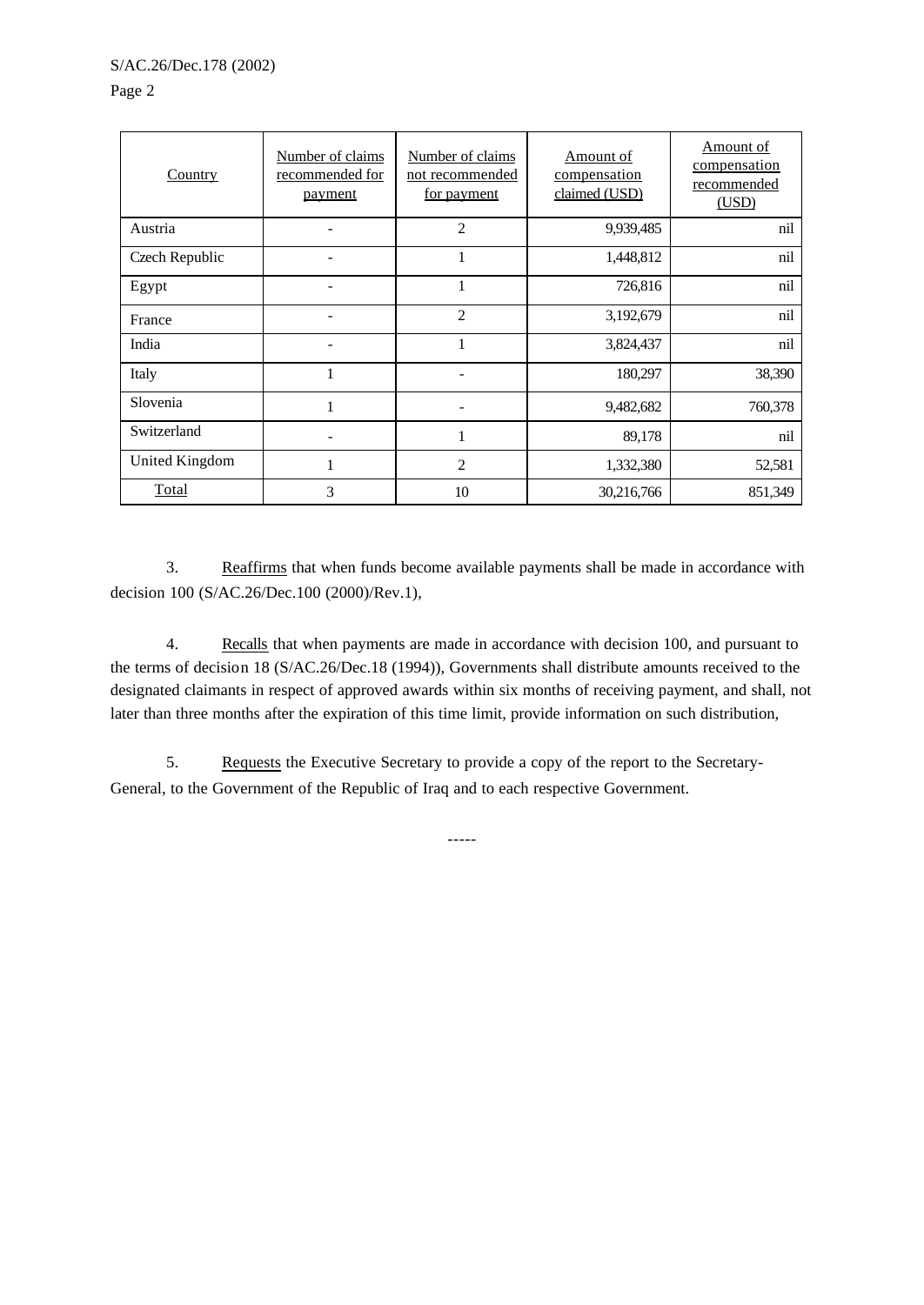| Country | Number of claims recommended for payment | Number of claims not recommended for payment | Amount of compensation claimed (USD) | Amount of compensation recommended (USD) |
|---|---|---|---|---|
| Austria | - | 2 | 9,939,485 | nil |
| Czech Republic | - | 1 | 1,448,812 | nil |
| Egypt | - | 1 | 726,816 | nil |
| France | - | 2 | 3,192,679 | nil |
| India | - | 1 | 3,824,437 | nil |
| Italy | 1 | - | 180,297 | 38,390 |
| Slovenia | 1 | - | 9,482,682 | 760,378 |
| Switzerland | - | 1 | 89,178 | nil |
| United Kingdom | 1 | 2 | 1,332,380 | 52,581 |
| Total | 3 | 10 | 30,216,766 | 851,349 |

3. Reaffirms that when funds become available payments shall be made in accordance with decision 100 (S/AC.26/Dec.100 (2000)/Rev.1),

4. Recalls that when payments are made in accordance with decision 100, and pursuant to the terms of decision 18 (S/AC.26/Dec.18 (1994)), Governments shall distribute amounts received to the designated claimants in respect of approved awards within six months of receiving payment, and shall, not later than three months after the expiration of this time limit, provide information on such distribution,

5. Requests the Executive Secretary to provide a copy of the report to the Secretary-General, to the Government of the Republic of Iraq and to each respective Government.

-----